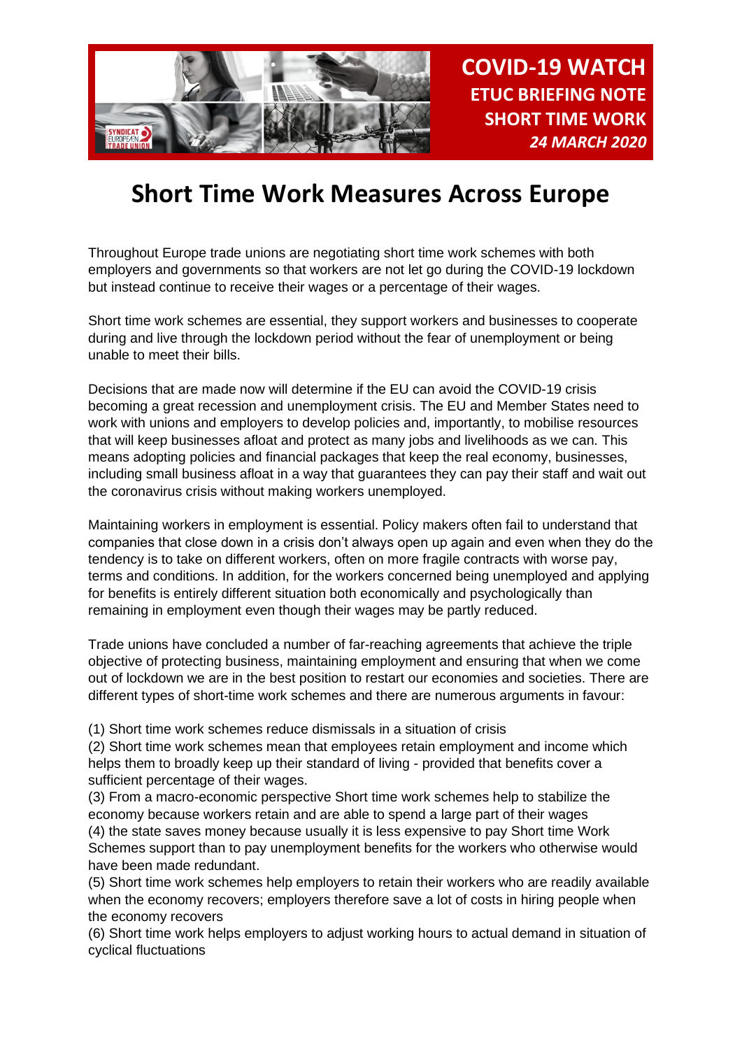**COVID-19 WATCH**
**ETUC BRIEFING NOTE**
**SHORT TIME WORK**
***24 MARCH 2020***

# Short Time Work Measures Across Europe

Throughout Europe trade unions are negotiating short time work schemes with both employers and governments so that workers are not let go during the COVID-19 lockdown but instead continue to receive their wages or a percentage of their wages.

Short time work schemes are essential, they support workers and businesses to cooperate during and live through the lockdown period without the fear of unemployment or being unable to meet their bills.

Decisions that are made now will determine if the EU can avoid the COVID-19 crisis becoming a great recession and unemployment crisis. The EU and Member States need to work with unions and employers to develop policies and, importantly, to mobilise resources that will keep businesses afloat and protect as many jobs and livelihoods as we can. This means adopting policies and financial packages that keep the real economy, businesses, including small business afloat in a way that guarantees they can pay their staff and wait out the coronavirus crisis without making workers unemployed.

Maintaining workers in employment is essential. Policy makers often fail to understand that companies that close down in a crisis don't always open up again and even when they do the tendency is to take on different workers, often on more fragile contracts with worse pay, terms and conditions. In addition, for the workers concerned being unemployed and applying for benefits is entirely different situation both economically and psychologically than remaining in employment even though their wages may be partly reduced.

Trade unions have concluded a number of far-reaching agreements that achieve the triple objective of protecting business, maintaining employment and ensuring that when we come out of lockdown we are in the best position to restart our economies and societies. There are different types of short-time work schemes and there are numerous arguments in favour:

(1) Short time work schemes reduce dismissals in a situation of crisis
(2) Short time work schemes mean that employees retain employment and income which helps them to broadly keep up their standard of living - provided that benefits cover a sufficient percentage of their wages.
(3) From a macro-economic perspective Short time work schemes help to stabilize the economy because workers retain and are able to spend a large part of their wages
(4) the state saves money because usually it is less expensive to pay Short time Work Schemes support than to pay unemployment benefits for the workers who otherwise would have been made redundant.
(5) Short time work schemes help employers to retain their workers who are readily available when the economy recovers; employers therefore save a lot of costs in hiring people when the economy recovers
(6) Short time work helps employers to adjust working hours to actual demand in situation of cyclical fluctuations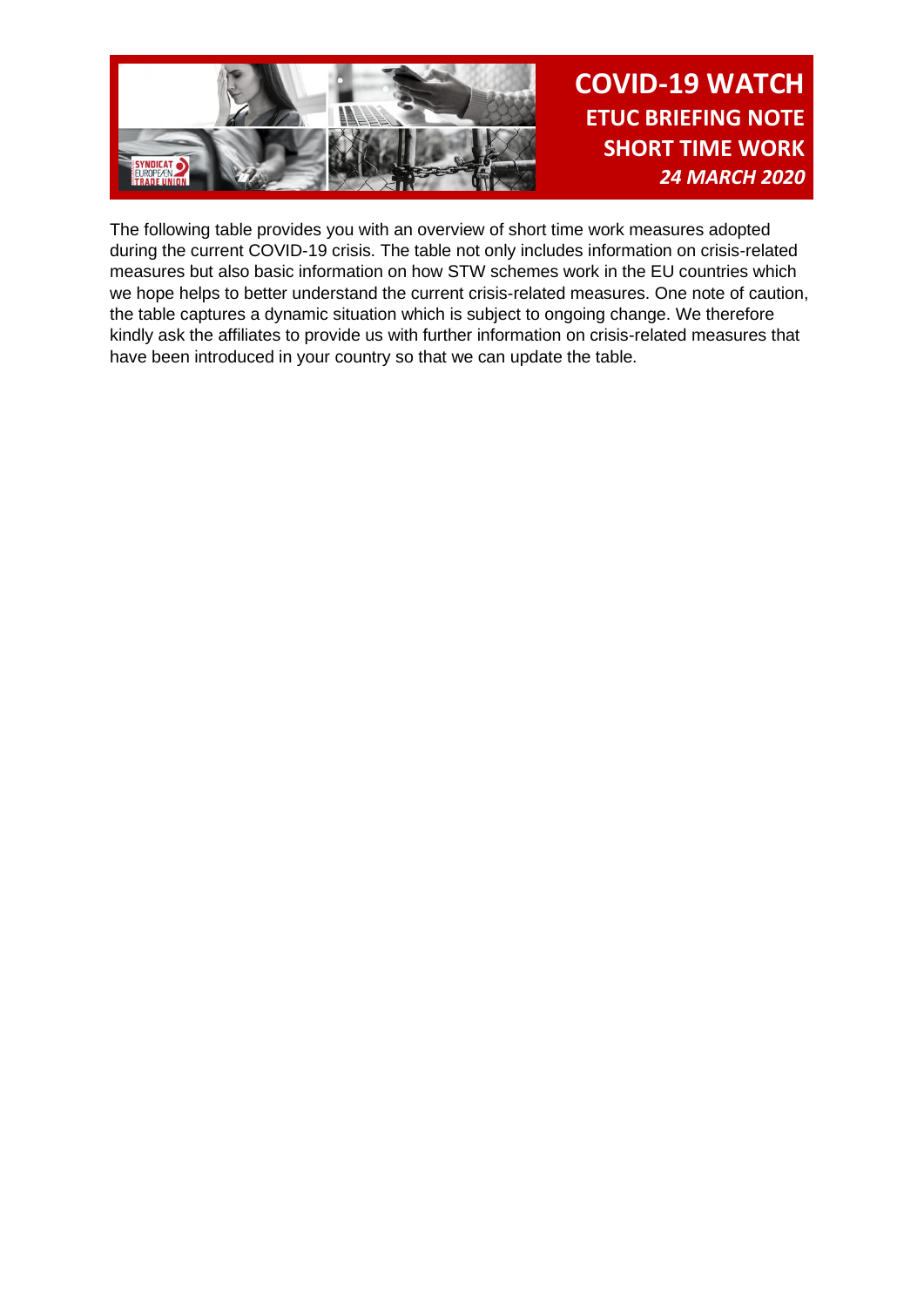# COVID-19 WATCH

## ETUC BRIEFING NOTE

## SHORT TIME WORK

***24 MARCH 2020***

The following table provides you with an overview of short time work measures adopted during the current COVID-19 crisis. The table not only includes information on crisis-related measures but also basic information on how STW schemes work in the EU countries which we hope helps to better understand the current crisis-related measures. One note of caution, the table captures a dynamic situation which is subject to ongoing change. We therefore kindly ask the affiliates to provide us with further information on crisis-related measures that have been introduced in your country so that we can update the table.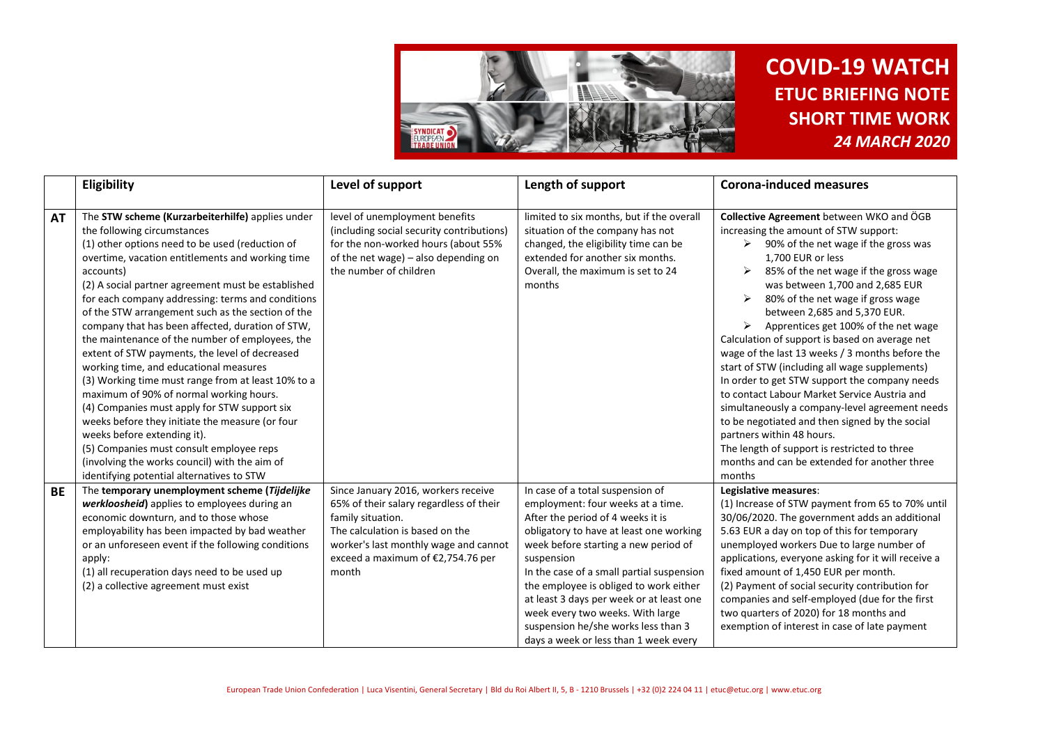# COVID-19 WATCH
## ETUC BRIEFING NOTE
## SHORT TIME WORK
### *24 MARCH 2020*

| | Eligibility | Level of support | Length of support | Corona-induced measures |
|---|---|---|---|---|
| **AT** | The **STW scheme (Kurzarbeiterhilfe)** applies under the following circumstances<br>(1) other options need to be used (reduction of overtime, vacation entitlements and working time accounts)<br>(2) A social partner agreement must be established for each company addressing: terms and conditions of the STW arrangement such as the section of the company that has been affected, duration of STW, the maintenance of the number of employees, the extent of STW payments, the level of decreased working time, and educational measures<br>(3) Working time must range from at least 10% to a maximum of 90% of normal working hours.<br>(4) Companies must apply for STW support six weeks before they initiate the measure (or four weeks before extending it).<br>(5) Companies must consult employee reps (involving the works council) with the aim of identifying potential alternatives to STW | level of unemployment benefits (including social security contributions) for the non-worked hours (about 55% of the net wage) – also depending on the number of children | limited to six months, but if the overall situation of the company has not changed, the eligibility time can be extended for another six months. Overall, the maximum is set to 24 months | **Collective Agreement** between WKO and ÖGB increasing the amount of STW support:<br>➢ 90% of the net wage if the gross was 1,700 EUR or less<br>➢ 85% of the net wage if the gross wage was between 1,700 and 2,685 EUR<br>➢ 80% of the net wage if gross wage between 2,685 and 5,370 EUR.<br>➢ Apprentices get 100% of the net wage<br>Calculation of support is based on average net wage of the last 13 weeks / 3 months before the start of STW (including all wage supplements)<br>In order to get STW support the company needs to contact Labour Market Service Austria and simultaneously a company-level agreement needs to be negotiated and then signed by the social partners within 48 hours.<br>The length of support is restricted to three months and can be extended for another three months |
| **BE** | The **temporary unemployment scheme (*Tijdelijke werkloosheid*)** applies to employees during an economic downturn, and to those whose employability has been impacted by bad weather or an unforeseen event if the following conditions apply:<br>(1) all recuperation days need to be used up<br>(2) a collective agreement must exist | Since January 2016, workers receive 65% of their salary regardless of their family situation.<br>The calculation is based on the worker's last monthly wage and cannot exceed a maximum of €2,754.76 per month | In case of a total suspension of employment: four weeks at a time. After the period of 4 weeks it is obligatory to have at least one working week before starting a new period of suspension<br>In the case of a small partial suspension the employee is obliged to work either at least 3 days per week or at least one week every two weeks. With large suspension he/she works less than 3 days a week or less than 1 week every | **Legislative measures**:<br>(1) Increase of STW payment from 65 to 70% until 30/06/2020. The government adds an additional 5.63 EUR a day on top of this for temporary unemployed workers Due to large number of applications, everyone asking for it will receive a fixed amount of 1,450 EUR per month.<br>(2) Payment of social security contribution for companies and self-employed (due for the first two quarters of 2020) for 18 months and exemption of interest in case of late payment |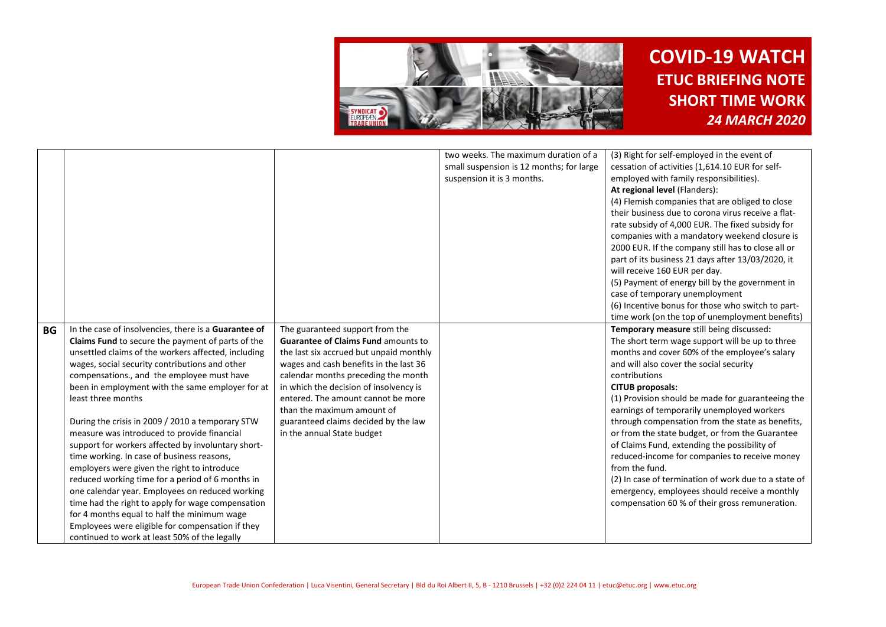|  |  |  | two weeks. The maximum duration of a small suspension is 12 months; for large suspension it is 3 months. | (3) Right for self-employed in the event of cessation of activities (1,614.10 EUR for self-employed with family responsibilities).<br>**At regional level** (Flanders):<br>(4) Flemish companies that are obliged to close their business due to corona virus receive a flat-rate subsidy of 4,000 EUR. The fixed subsidy for companies with a mandatory weekend closure is 2000 EUR. If the company still has to close all or part of its business 21 days after 13/03/2020, it will receive 160 EUR per day.<br>(5) Payment of energy bill by the government in case of temporary unemployment<br>(6) Incentive bonus for those who switch to part-time work (on the top of unemployment benefits) |
|---|---|---|---|---|
| **BG** | In the case of insolvencies, there is a **Guarantee of Claims Fund** to secure the payment of parts of the unsettled claims of the workers affected, including wages, social security contributions and other compensations., and the employee must have been in employment with the same employer for at least three months<br><br>During the crisis in 2009 / 2010 a temporary STW measure was introduced to provide financial support for workers affected by involuntary short-time working. In case of business reasons, employers were given the right to introduce reduced working time for a period of 6 months in one calendar year. Employees on reduced working time had the right to apply for wage compensation for 4 months equal to half the minimum wage Employees were eligible for compensation if they continued to work at least 50% of the legally | The guaranteed support from the **Guarantee of Claims Fund** amounts to the last six accrued but unpaid monthly wages and cash benefits in the last 36 calendar months preceding the month in which the decision of insolvency is entered. The amount cannot be more than the maximum amount of guaranteed claims decided by the law in the annual State budget |  | **Temporary measure** still being discussed**:**<br>The short term wage support will be up to three months and cover 60% of the employee's salary and will also cover the social security contributions<br>**CITUB proposals:**<br>(1) Provision should be made for guaranteeing the earnings of temporarily unemployed workers through compensation from the state as benefits, or from the state budget, or from the Guarantee of Claims Fund, extending the possibility of reduced-income for companies to receive money from the fund.<br>(2) In case of termination of work due to a state of emergency, employees should receive a monthly compensation 60 % of their gross remuneration. |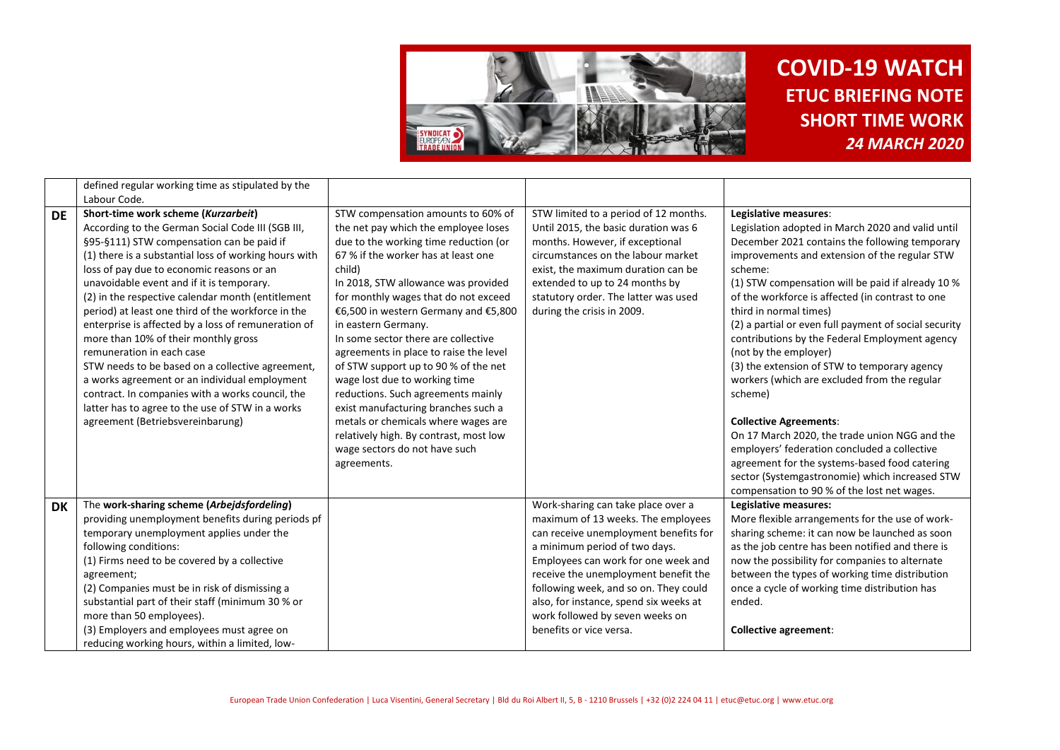|  |  |  |  |  |
|---|---|---|---|---|
|  | defined regular working time as stipulated by the Labour Code. |  |  |  |
| **DE** | **Short-time work scheme (*Kurzarbeit*)**<br>According to the German Social Code III (SGB III, §95-§111) STW compensation can be paid if<br>(1) there is a substantial loss of working hours with loss of pay due to economic reasons or an unavoidable event and if it is temporary.<br>(2) in the respective calendar month (entitlement period) at least one third of the workforce in the enterprise is affected by a loss of remuneration of more than 10% of their monthly gross remuneration in each case<br>STW needs to be based on a collective agreement, a works agreement or an individual employment contract. In companies with a works council, the latter has to agree to the use of STW in a works agreement (Betriebsvereinbarung) | STW compensation amounts to 60% of the net pay which the employee loses due to the working time reduction (or 67 % if the worker has at least one child)<br>In 2018, STW allowance was provided for monthly wages that do not exceed €6,500 in western Germany and €5,800 in eastern Germany.<br>In some sector there are collective agreements in place to raise the level of STW support up to 90 % of the net wage lost due to working time reductions. Such agreements mainly exist manufacturing branches such a metals or chemicals where wages are relatively high. By contrast, most low wage sectors do not have such agreements. | STW limited to a period of 12 months. Until 2015, the basic duration was 6 months. However, if exceptional circumstances on the labour market exist, the maximum duration can be extended to up to 24 months by statutory order. The latter was used during the crisis in 2009. | **Legislative measures**:<br>Legislation adopted in March 2020 and valid until December 2021 contains the following temporary improvements and extension of the regular STW scheme:<br>(1) STW compensation will be paid if already 10 % of the workforce is affected (in contrast to one third in normal times)<br>(2) a partial or even full payment of social security contributions by the Federal Employment agency (not by the employer)<br>(3) the extension of STW to temporary agency workers (which are excluded from the regular scheme)<br><br>**Collective Agreements**:<br>On 17 March 2020, the trade union NGG and the employers' federation concluded a collective agreement for the systems-based food catering sector (Systemgastronomie) which increased STW compensation to 90 % of the lost net wages. |
| **DK** | The **work-sharing scheme (*Arbejdsfordeling*)** providing unemployment benefits during periods pf temporary unemployment applies under the following conditions:<br>(1) Firms need to be covered by a collective agreement;<br>(2) Companies must be in risk of dismissing a substantial part of their staff (minimum 30 % or more than 50 employees).<br>(3) Employers and employees must agree on reducing working hours, within a limited, low- |  | Work-sharing can take place over a maximum of 13 weeks. The employees can receive unemployment benefits for a minimum period of two days. Employees can work for one week and receive the unemployment benefit the following week, and so on. They could also, for instance, spend six weeks at work followed by seven weeks on benefits or vice versa. | **Legislative measures:**<br>More flexible arrangements for the use of work-sharing scheme: it can now be launched as soon as the job centre has been notified and there is now the possibility for companies to alternate between the types of working time distribution once a cycle of working time distribution has ended.<br><br>**Collective agreement**: |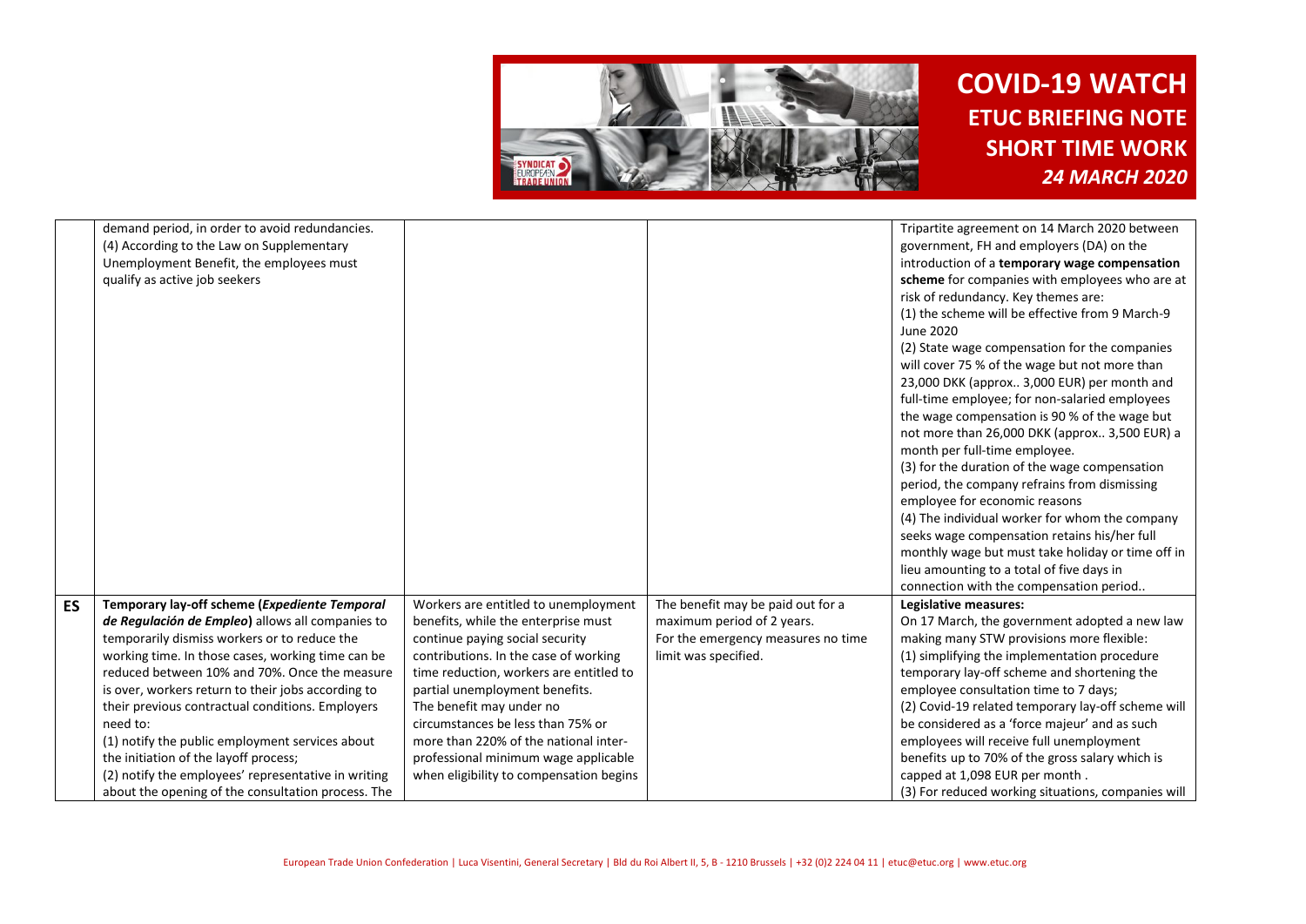| | | | | |
|---|---|---|---|---|
| | demand period, in order to avoid redundancies.<br>(4) According to the Law on Supplementary Unemployment Benefit, the employees must qualify as active job seekers | | | Tripartite agreement on 14 March 2020 between government, FH and employers (DA) on the introduction of a **temporary wage compensation scheme** for companies with employees who are at risk of redundancy. Key themes are:<br>(1) the scheme will be effective from 9 March-9 June 2020<br>(2) State wage compensation for the companies will cover 75 % of the wage but not more than 23,000 DKK (approx.. 3,000 EUR) per month and full-time employee; for non-salaried employees the wage compensation is 90 % of the wage but not more than 26,000 DKK (approx.. 3,500 EUR) a month per full-time employee.<br>(3) for the duration of the wage compensation period, the company refrains from dismissing employee for economic reasons<br>(4) The individual worker for whom the company seeks wage compensation retains his/her full monthly wage but must take holiday or time off in lieu amounting to a total of five days in connection with the compensation period.. |
| **ES** | **Temporary lay-off scheme (*Expediente Temporal de Regulación de Empleo*)** allows all companies to temporarily dismiss workers or to reduce the working time. In those cases, working time can be reduced between 10% and 70%. Once the measure is over, workers return to their jobs according to their previous contractual conditions. Employers need to:<br>(1) notify the public employment services about the initiation of the layoff process;<br>(2) notify the employees' representative in writing about the opening of the consultation process. The | Workers are entitled to unemployment benefits, while the enterprise must continue paying social security contributions. In the case of working time reduction, workers are entitled to partial unemployment benefits.<br>The benefit may under no circumstances be less than 75% or more than 220% of the national inter-professional minimum wage applicable when eligibility to compensation begins | The benefit may be paid out for a maximum period of 2 years.<br>For the emergency measures no time limit was specified. | **Legislative measures:**<br>On 17 March, the government adopted a new law making many STW provisions more flexible:<br>(1) simplifying the implementation procedure temporary lay-off scheme and shortening the employee consultation time to 7 days;<br>(2) Covid-19 related temporary lay-off scheme will be considered as a 'force majeur' and as such employees will receive full unemployment benefits up to 70% of the gross salary which is capped at 1,098 EUR per month .<br>(3) For reduced working situations, companies will |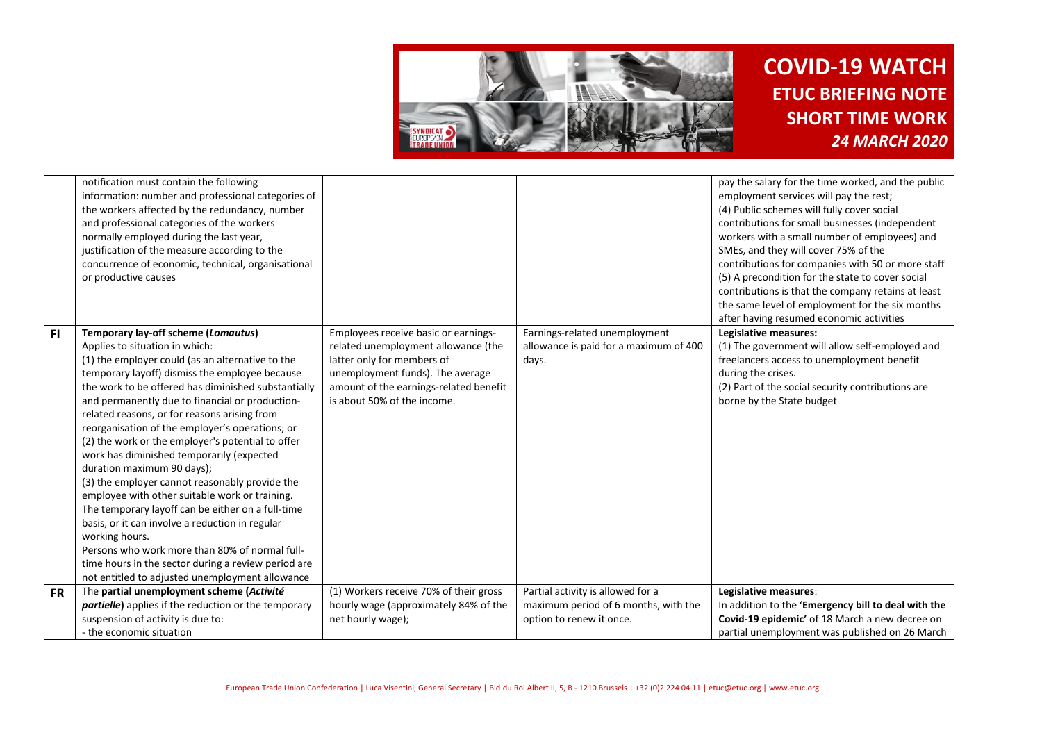| | | | | |
|---|---|---|---|---|
| | notification must contain the following information: number and professional categories of the workers affected by the redundancy, number and professional categories of the workers normally employed during the last year, justification of the measure according to the concurrence of economic, technical, organisational or productive causes | | | pay the salary for the time worked, and the public employment services will pay the rest;<br>(4) Public schemes will fully cover social contributions for small businesses (independent workers with a small number of employees) and SMEs, and they will cover 75% of the contributions for companies with 50 or more staff<br>(5) A precondition for the state to cover social contributions is that the company retains at least the same level of employment for the six months after having resumed economic activities |
| **FI** | **Temporary lay-off scheme (*Lomautus*)**<br>Applies to situation in which:<br>(1) the employer could (as an alternative to the temporary layoff) dismiss the employee because the work to be offered has diminished substantially and permanently due to financial or production-related reasons, or for reasons arising from reorganisation of the employer's operations; or<br>(2) the work or the employer's potential to offer work has diminished temporarily (expected duration maximum 90 days);<br>(3) the employer cannot reasonably provide the employee with other suitable work or training.<br>The temporary layoff can be either on a full-time basis, or it can involve a reduction in regular working hours.<br>Persons who work more than 80% of normal full-time hours in the sector during a review period are not entitled to adjusted unemployment allowance | Employees receive basic or earnings-related unemployment allowance (the latter only for members of unemployment funds). The average amount of the earnings-related benefit is about 50% of the income. | Earnings-related unemployment allowance is paid for a maximum of 400 days. | **Legislative measures:**<br>(1) The government will allow self-employed and freelancers access to unemployment benefit during the crises.<br>(2) Part of the social security contributions are borne by the State budget |
| **FR** | The **partial unemployment scheme (*Activité partielle*)** applies if the reduction or the temporary suspension of activity is due to:<br>- the economic situation | (1) Workers receive 70% of their gross hourly wage (approximately 84% of the net hourly wage); | Partial activity is allowed for a maximum period of 6 months, with the option to renew it once. | **Legislative measures**:<br>In addition to the '**Emergency bill to deal with the Covid-19 epidemic'** of 18 March a new decree on partial unemployment was published on 26 March |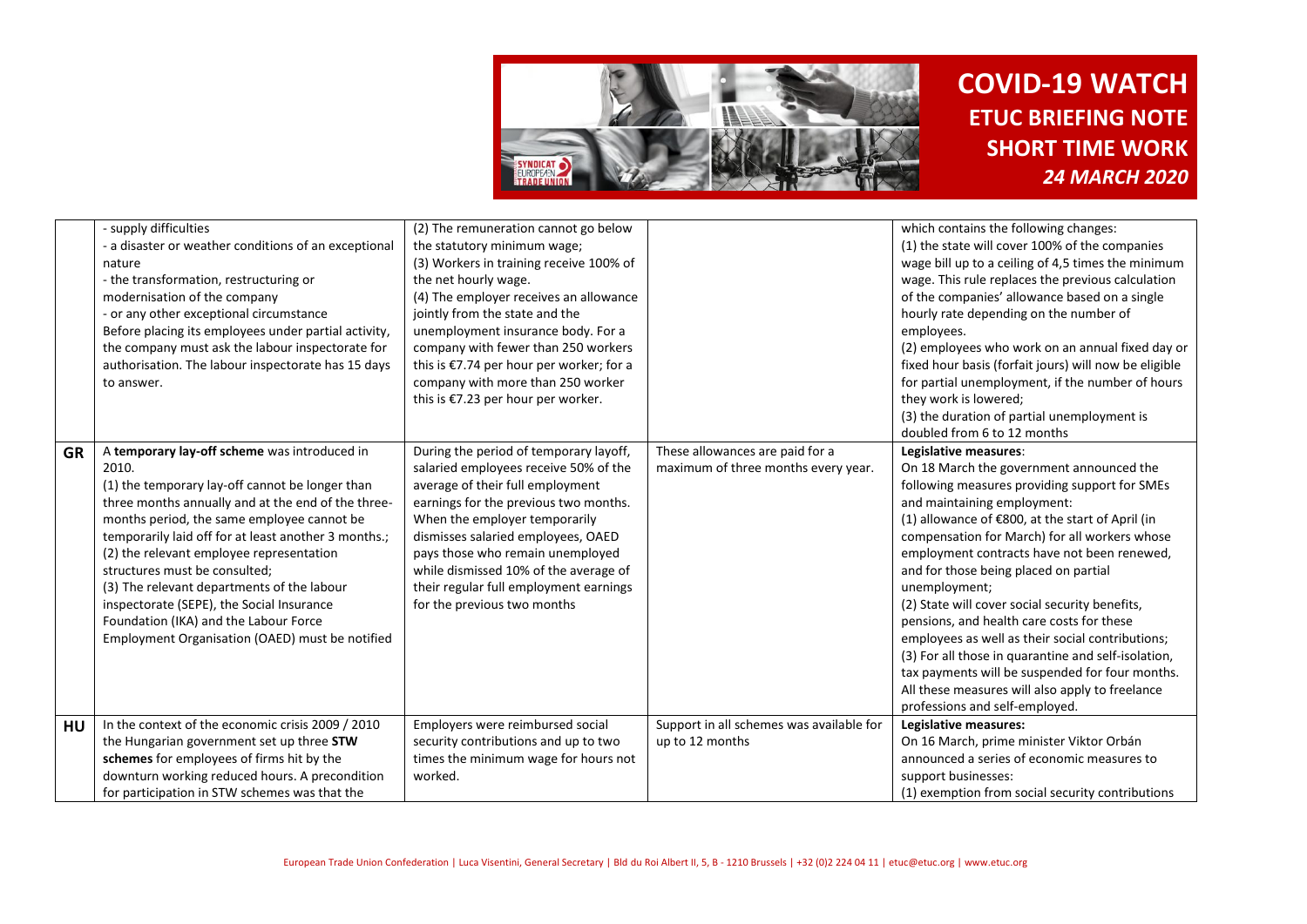|  |  |  |  |  |
|---|---|---|---|---|
|  | - supply difficulties<br>- a disaster or weather conditions of an exceptional nature<br>- the transformation, restructuring or modernisation of the company<br>- or any other exceptional circumstance<br>Before placing its employees under partial activity, the company must ask the labour inspectorate for authorisation. The labour inspectorate has 15 days to answer. | (2) The remuneration cannot go below the statutory minimum wage;<br>(3) Workers in training receive 100% of the net hourly wage.<br>(4) The employer receives an allowance jointly from the state and the unemployment insurance body. For a company with fewer than 250 workers this is €7.74 per hour per worker; for a company with more than 250 worker this is €7.23 per hour per worker. |  | which contains the following changes:<br>(1) the state will cover 100% of the companies wage bill up to a ceiling of 4,5 times the minimum wage. This rule replaces the previous calculation of the companies' allowance based on a single hourly rate depending on the number of employees.<br>(2) employees who work on an annual fixed day or fixed hour basis (forfait jours) will now be eligible for partial unemployment, if the number of hours they work is lowered;<br>(3) the duration of partial unemployment is doubled from 6 to 12 months |
| **GR** | A **temporary lay-off scheme** was introduced in 2010.<br>(1) the temporary lay-off cannot be longer than three months annually and at the end of the three-months period, the same employee cannot be temporarily laid off for at least another 3 months.;<br>(2) the relevant employee representation structures must be consulted;<br>(3) The relevant departments of the labour inspectorate (SEPE), the Social Insurance Foundation (IKA) and the Labour Force Employment Organisation (OAED) must be notified | During the period of temporary layoff, salaried employees receive 50% of the average of their full employment earnings for the previous two months. When the employer temporarily dismisses salaried employees, OAED pays those who remain unemployed while dismissed 10% of the average of their regular full employment earnings for the previous two months | These allowances are paid for a maximum of three months every year. | **Legislative measures**:<br>On 18 March the government announced the following measures providing support for SMEs and maintaining employment:<br>(1) allowance of €800, at the start of April (in compensation for March) for all workers whose employment contracts have not been renewed, and for those being placed on partial unemployment;<br>(2) State will cover social security benefits, pensions, and health care costs for these employees as well as their social contributions;<br>(3) For all those in quarantine and self-isolation, tax payments will be suspended for four months. All these measures will also apply to freelance professions and self-employed. |
| **HU** | In the context of the economic crisis 2009 / 2010 the Hungarian government set up three **STW schemes** for employees of firms hit by the downturn working reduced hours. A precondition for participation in STW schemes was that the | Employers were reimbursed social security contributions and up to two times the minimum wage for hours not worked. | Support in all schemes was available for up to 12 months | **Legislative measures:**<br>On 16 March, prime minister Viktor Orbán announced a series of economic measures to support businesses:<br>(1) exemption from social security contributions |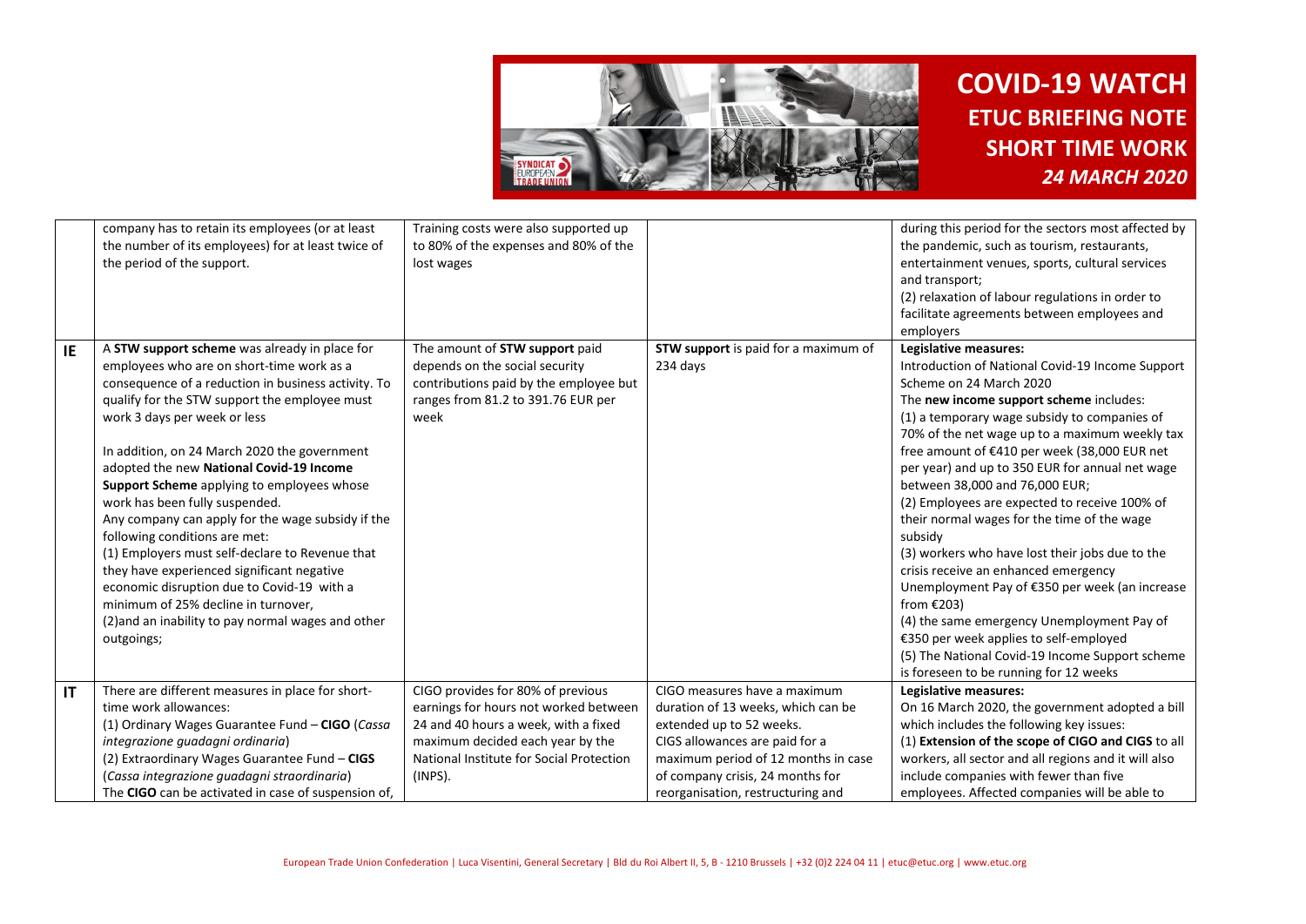| | | | | |
|---|---|---|---|---|
| | company has to retain its employees (or at least the number of its employees) for at least twice of the period of the support. | Training costs were also supported up to 80% of the expenses and 80% of the lost wages | | during this period for the sectors most affected by the pandemic, such as tourism, restaurants, entertainment venues, sports, cultural services and transport;<br>(2) relaxation of labour regulations in order to facilitate agreements between employees and employers |
| **IE** | A **STW support scheme** was already in place for employees who are on short-time work as a consequence of a reduction in business activity. To qualify for the STW support the employee must work 3 days per week or less<br><br>In addition, on 24 March 2020 the government adopted the new **National Covid-19 Income Support Scheme** applying to employees whose work has been fully suspended.<br>Any company can apply for the wage subsidy if the following conditions are met:<br>(1) Employers must self-declare to Revenue that they have experienced significant negative economic disruption due to Covid-19 with a minimum of 25% decline in turnover,<br>(2)and an inability to pay normal wages and other outgoings; | The amount of **STW support** paid depends on the social security contributions paid by the employee but ranges from 81.2 to 391.76 EUR per week | **STW support** is paid for a maximum of 234 days | **Legislative measures:**<br>Introduction of National Covid-19 Income Support Scheme on 24 March 2020<br>The **new income support scheme** includes:<br>(1) a temporary wage subsidy to companies of 70% of the net wage up to a maximum weekly tax free amount of €410 per week (38,000 EUR net per year) and up to 350 EUR for annual net wage between 38,000 and 76,000 EUR;<br>(2) Employees are expected to receive 100% of their normal wages for the time of the wage subsidy<br>(3) workers who have lost their jobs due to the crisis receive an enhanced emergency Unemployment Pay of €350 per week (an increase from €203)<br>(4) the same emergency Unemployment Pay of €350 per week applies to self-employed<br>(5) The National Covid-19 Income Support scheme is foreseen to be running for 12 weeks |
| **IT** | There are different measures in place for short-time work allowances:<br>(1) Ordinary Wages Guarantee Fund – **CIGO** (*Cassa integrazione guadagni ordinaria*)<br>(2) Extraordinary Wages Guarantee Fund – **CIGS** (*Cassa integrazione guadagni straordinaria*)<br>The **CIGO** can be activated in case of suspension of, | CIGO provides for 80% of previous earnings for hours not worked between 24 and 40 hours a week, with a fixed maximum decided each year by the National Institute for Social Protection (INPS). | CIGO measures have a maximum duration of 13 weeks, which can be extended up to 52 weeks.<br>CIGS allowances are paid for a maximum period of 12 months in case of company crisis, 24 months for reorganisation, restructuring and | **Legislative measures:**<br>On 16 March 2020, the government adopted a bill which includes the following key issues:<br>(1) **Extension of the scope of CIGO and CIGS** to all workers, all sector and all regions and it will also include companies with fewer than five employees. Affected companies will be able to |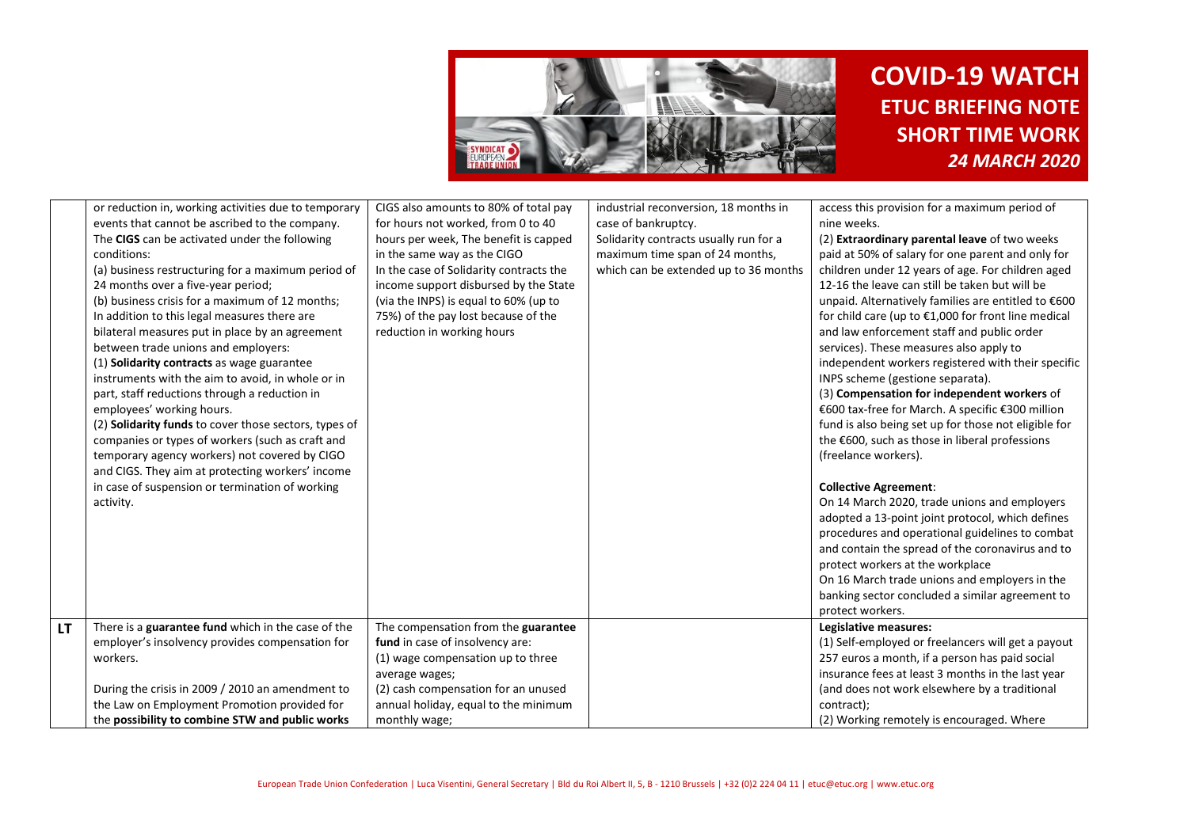| | | | | |
|---|---|---|---|---|
| | or reduction in, working activities due to temporary events that cannot be ascribed to the company.<br>The **CIGS** can be activated under the following conditions:<br>(a) business restructuring for a maximum period of 24 months over a five-year period;<br>(b) business crisis for a maximum of 12 months;<br>In addition to this legal measures there are bilateral measures put in place by an agreement between trade unions and employers:<br>(1) **Solidarity contracts** as wage guarantee instruments with the aim to avoid, in whole or in part, staff reductions through a reduction in employees' working hours.<br>(2) **Solidarity funds** to cover those sectors, types of companies or types of workers (such as craft and temporary agency workers) not covered by CIGO and CIGS. They aim at protecting workers' income in case of suspension or termination of working activity. | CIGS also amounts to 80% of total pay for hours not worked, from 0 to 40 hours per week, The benefit is capped in the same way as the CIGO<br>In the case of Solidarity contracts the income support disbursed by the State (via the INPS) is equal to 60% (up to 75%) of the pay lost because of the reduction in working hours | industrial reconversion, 18 months in case of bankruptcy.<br>Solidarity contracts usually run for a maximum time span of 24 months, which can be extended up to 36 months | access this provision for a maximum period of nine weeks.<br>(2) **Extraordinary parental leave** of two weeks paid at 50% of salary for one parent and only for children under 12 years of age. For children aged 12-16 the leave can still be taken but will be unpaid. Alternatively families are entitled to €600 for child care (up to €1,000 for front line medical and law enforcement staff and public order services). These measures also apply to independent workers registered with their specific INPS scheme (gestione separata).<br>(3) **Compensation for independent workers** of €600 tax-free for March. A specific €300 million fund is also being set up for those not eligible for the €600, such as those in liberal professions (freelance workers).<br><br>**Collective Agreement**:<br>On 14 March 2020, trade unions and employers adopted a 13-point joint protocol, which defines procedures and operational guidelines to combat and contain the spread of the coronavirus and to protect workers at the workplace<br>On 16 March trade unions and employers in the banking sector concluded a similar agreement to protect workers. |
| **LT** | There is a **guarantee fund** which in the case of the employer's insolvency provides compensation for workers.<br><br>During the crisis in 2009 / 2010 an amendment to the Law on Employment Promotion provided for the **possibility to combine STW and public works** | The compensation from the **guarantee fund** in case of insolvency are:<br>(1) wage compensation up to three average wages;<br>(2) cash compensation for an unused annual holiday, equal to the minimum monthly wage; | | **Legislative measures:**<br>(1) Self-employed or freelancers will get a payout 257 euros a month, if a person has paid social insurance fees at least 3 months in the last year (and does not work elsewhere by a traditional contract);<br>(2) Working remotely is encouraged. Where |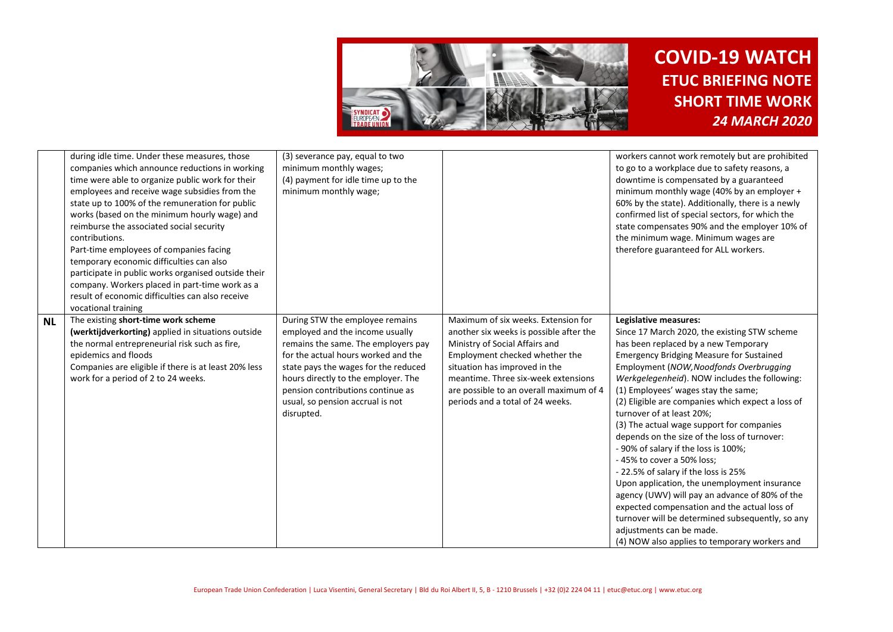| | | | | |
|---|---|---|---|---|
| | during idle time. Under these measures, those companies which announce reductions in working time were able to organize public work for their employees and receive wage subsidies from the state up to 100% of the remuneration for public works (based on the minimum hourly wage) and reimburse the associated social security contributions.<br>Part-time employees of companies facing temporary economic difficulties can also participate in public works organised outside their company. Workers placed in part-time work as a result of economic difficulties can also receive vocational training | (3) severance pay, equal to two minimum monthly wages;<br>(4) payment for idle time up to the minimum monthly wage; | | workers cannot work remotely but are prohibited to go to a workplace due to safety reasons, a downtime is compensated by a guaranteed minimum monthly wage (40% by an employer + 60% by the state). Additionally, there is a newly confirmed list of special sectors, for which the state compensates 90% and the employer 10% of the minimum wage. Minimum wages are therefore guaranteed for ALL workers. |
| **NL** | The existing **short-time work scheme (werktijdverkorting)** applied in situations outside the normal entrepreneurial risk such as fire, epidemics and floods<br>Companies are eligible if there is at least 20% less work for a period of 2 to 24 weeks. | During STW the employee remains employed and the income usually remains the same. The employers pay for the actual hours worked and the state pays the wages for the reduced hours directly to the employer. The pension contributions continue as usual, so pension accrual is not disrupted. | Maximum of six weeks. Extension for another six weeks is possible after the Ministry of Social Affairs and Employment checked whether the situation has improved in the meantime. Three six-week extensions are possible to an overall maximum of 4 periods and a total of 24 weeks. | **Legislative measures:**<br>Since 17 March 2020, the existing STW scheme has been replaced by a new Temporary Emergency Bridging Measure for Sustained Employment (*NOW,Noodfonds Overbrugging Werkgelegenheid*). NOW includes the following:<br>(1) Employees' wages stay the same;<br>(2) Eligible are companies which expect a loss of turnover of at least 20%;<br>(3) The actual wage support for companies depends on the size of the loss of turnover:<br>- 90% of salary if the loss is 100%;<br>- 45% to cover a 50% loss;<br>- 22.5% of salary if the loss is 25%<br>Upon application, the unemployment insurance agency (UWV) will pay an advance of 80% of the expected compensation and the actual loss of turnover will be determined subsequently, so any adjustments can be made.<br>(4) NOW also applies to temporary workers and |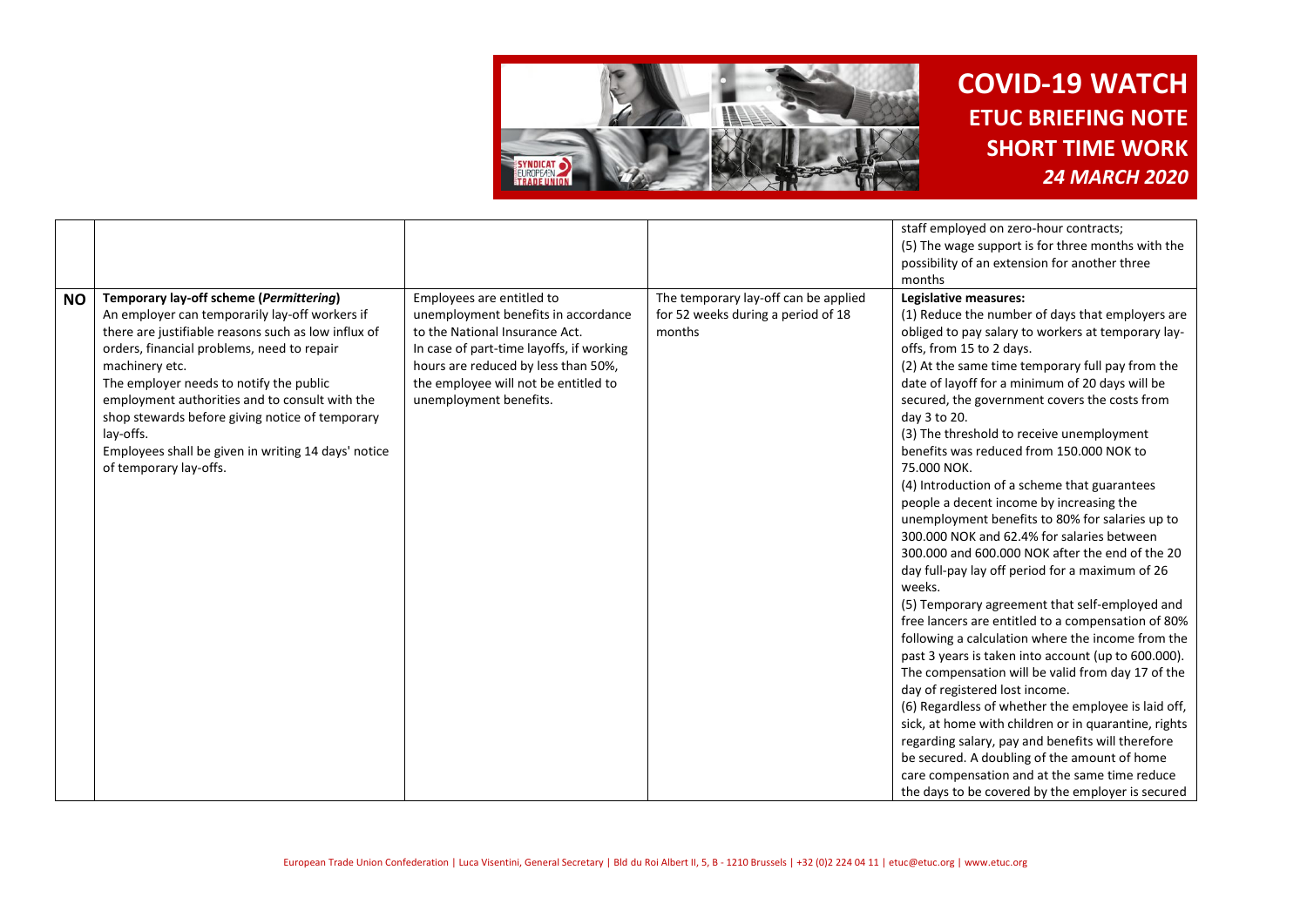| | | | | |
|---|---|---|---|---|
| | | | | staff employed on zero-hour contracts;<br>(5) The wage support is for three months with the possibility of an extension for another three months |
| **NO** | **Temporary lay-off scheme (*Permittering*)**<br>An employer can temporarily lay-off workers if there are justifiable reasons such as low influx of orders, financial problems, need to repair machinery etc.<br>The employer needs to notify the public employment authorities and to consult with the shop stewards before giving notice of temporary lay-offs.<br>Employees shall be given in writing 14 days' notice of temporary lay-offs. | Employees are entitled to unemployment benefits in accordance to the National Insurance Act.<br>In case of part-time layoffs, if working hours are reduced by less than 50%, the employee will not be entitled to unemployment benefits. | The temporary lay-off can be applied for 52 weeks during a period of 18 months | **Legislative measures:**<br>(1) Reduce the number of days that employers are obliged to pay salary to workers at temporary lay-offs, from 15 to 2 days.<br>(2) At the same time temporary full pay from the date of layoff for a minimum of 20 days will be secured, the government covers the costs from day 3 to 20.<br>(3) The threshold to receive unemployment benefits was reduced from 150.000 NOK to 75.000 NOK.<br>(4) Introduction of a scheme that guarantees people a decent income by increasing the unemployment benefits to 80% for salaries up to 300.000 NOK and 62.4% for salaries between 300.000 and 600.000 NOK after the end of the 20 day full-pay lay off period for a maximum of 26 weeks.<br>(5) Temporary agreement that self-employed and free lancers are entitled to a compensation of 80% following a calculation where the income from the past 3 years is taken into account (up to 600.000). The compensation will be valid from day 17 of the day of registered lost income.<br>(6) Regardless of whether the employee is laid off, sick, at home with children or in quarantine, rights regarding salary, pay and benefits will therefore be secured. A doubling of the amount of home care compensation and at the same time reduce the days to be covered by the employer is secured |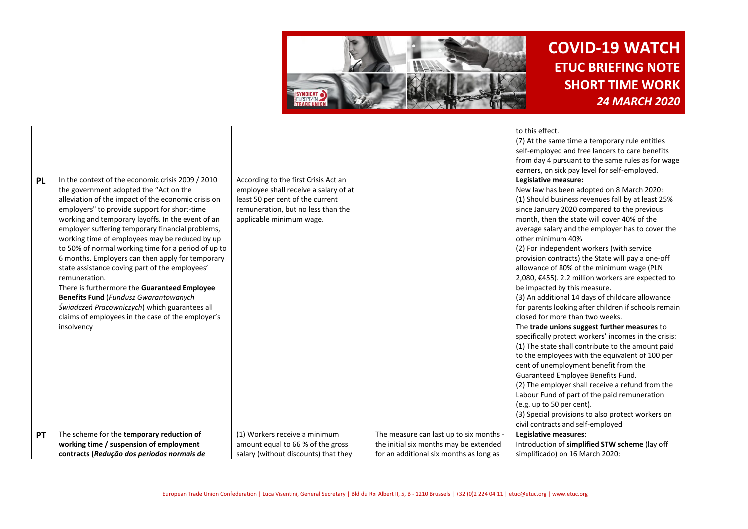|  |  |  |  |  |
|---|---|---|---|---|
|  |  |  |  | to this effect.<br>(7) At the same time a temporary rule entitles self-employed and free lancers to care benefits from day 4 pursuant to the same rules as for wage earners, on sick pay level for self-employed. |
| **PL** | In the context of the economic crisis 2009 / 2010 the government adopted the "Act on the alleviation of the impact of the economic crisis on employers" to provide support for short-time working and temporary layoffs. In the event of an employer suffering temporary financial problems, working time of employees may be reduced by up to 50% of normal working time for a period of up to 6 months. Employers can then apply for temporary state assistance coving part of the employees' remuneration.<br>There is furthermore the **Guaranteed Employee Benefits Fund** (*Fundusz Gwarantowanych Świadczeń Pracowniczych*) which guarantees all claims of employees in the case of the employer's insolvency | According to the first Crisis Act an employee shall receive a salary of at least 50 per cent of the current remuneration, but no less than the applicable minimum wage. |  | **Legislative measure:**<br>New law has been adopted on 8 March 2020:<br>(1) Should business revenues fall by at least 25% since January 2020 compared to the previous month, then the state will cover 40% of the average salary and the employer has to cover the other minimum 40%<br>(2) For independent workers (with service provision contracts) the State will pay a one-off allowance of 80% of the minimum wage (PLN 2,080, €455). 2.2 million workers are expected to be impacted by this measure.<br>(3) An additional 14 days of childcare allowance for parents looking after children if schools remain closed for more than two weeks.<br>The **trade unions suggest further measures** to specifically protect workers' incomes in the crisis:<br>(1) The state shall contribute to the amount paid to the employees with the equivalent of 100 per cent of unemployment benefit from the Guaranteed Employee Benefits Fund.<br>(2) The employer shall receive a refund from the Labour Fund of part of the paid remuneration (e.g. up to 50 per cent).<br>(3) Special provisions to also protect workers on civil contracts and self-employed |
| **PT** | The scheme for the **temporary reduction of working time / suspension of employment contracts (*Redução dos períodos normais de*** | (1) Workers receive a minimum amount equal to 66 % of the gross salary (without discounts) that they | The measure can last up to six months - the initial six months may be extended for an additional six months as long as | **Legislative measures**:<br>Introduction of **simplified STW scheme** (lay off simplificado) on 16 March 2020: |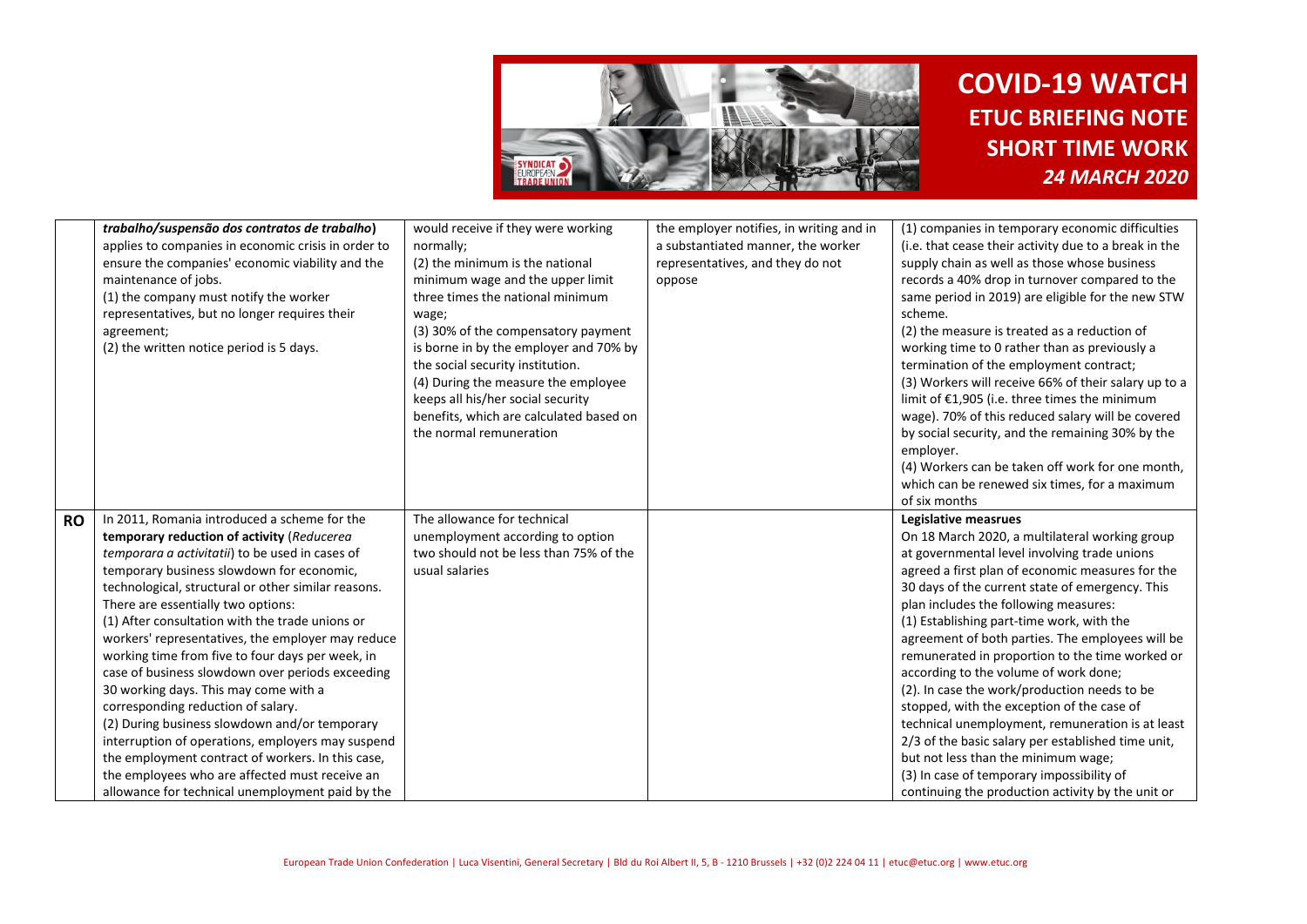| | | | | |
|---|---|---|---|---|
| | ***trabalho/suspensão dos contratos de trabalho*)** applies to companies in economic crisis in order to ensure the companies' economic viability and the maintenance of jobs.<br>(1) the company must notify the worker representatives, but no longer requires their agreement;<br>(2) the written notice period is 5 days. | would receive if they were working normally;<br>(2) the minimum is the national minimum wage and the upper limit three times the national minimum wage;<br>(3) 30% of the compensatory payment is borne in by the employer and 70% by the social security institution.<br>(4) During the measure the employee keeps all his/her social security benefits, which are calculated based on the normal remuneration | the employer notifies, in writing and in a substantiated manner, the worker representatives, and they do not oppose | (1) companies in temporary economic difficulties (i.e. that cease their activity due to a break in the supply chain as well as those whose business records a 40% drop in turnover compared to the same period in 2019) are eligible for the new STW scheme.<br>(2) the measure is treated as a reduction of working time to 0 rather than as previously a termination of the employment contract;<br>(3) Workers will receive 66% of their salary up to a limit of €1,905 (i.e. three times the minimum wage). 70% of this reduced salary will be covered by social security, and the remaining 30% by the employer.<br>(4) Workers can be taken off work for one month, which can be renewed six times, for a maximum of six months |
| **RO** | In 2011, Romania introduced a scheme for the **temporary reduction of activity** (*Reducerea temporara a activitatii*) to be used in cases of temporary business slowdown for economic, technological, structural or other similar reasons. There are essentially two options:<br>(1) After consultation with the trade unions or workers' representatives, the employer may reduce working time from five to four days per week, in case of business slowdown over periods exceeding 30 working days. This may come with a corresponding reduction of salary.<br>(2) During business slowdown and/or temporary interruption of operations, employers may suspend the employment contract of workers. In this case, the employees who are affected must receive an allowance for technical unemployment paid by the | The allowance for technical unemployment according to option two should not be less than 75% of the usual salaries | | **Legislative measrues**<br>On 18 March 2020, a multilateral working group at governmental level involving trade unions agreed a first plan of economic measures for the 30 days of the current state of emergency. This plan includes the following measures:<br>(1) Establishing part-time work, with the agreement of both parties. The employees will be remunerated in proportion to the time worked or according to the volume of work done;<br>(2). In case the work/production needs to be stopped, with the exception of the case of technical unemployment, remuneration is at least 2/3 of the basic salary per established time unit, but not less than the minimum wage;<br>(3) In case of temporary impossibility of continuing the production activity by the unit or |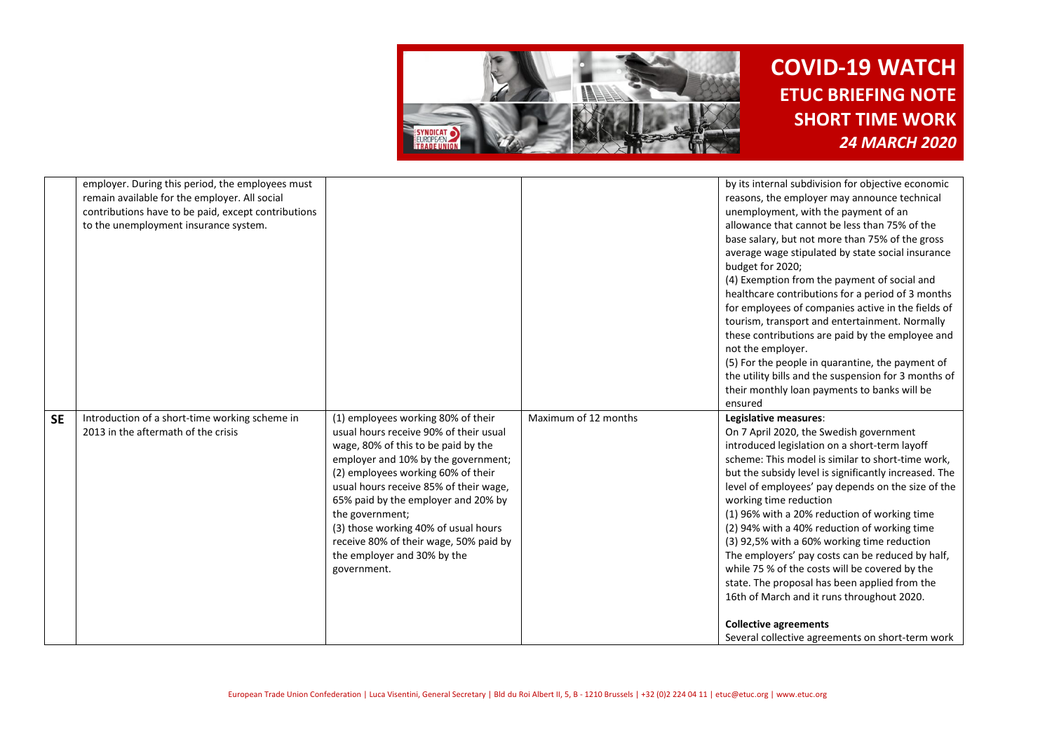|  |  |  |  |  |
|---|---|---|---|---|
|  | employer. During this period, the employees must remain available for the employer. All social contributions have to be paid, except contributions to the unemployment insurance system. |  |  | by its internal subdivision for objective economic reasons, the employer may announce technical unemployment, with the payment of an allowance that cannot be less than 75% of the base salary, but not more than 75% of the gross average wage stipulated by state social insurance budget for 2020;<br>(4) Exemption from the payment of social and healthcare contributions for a period of 3 months for employees of companies active in the fields of tourism, transport and entertainment. Normally these contributions are paid by the employee and not the employer.<br>(5) For the people in quarantine, the payment of the utility bills and the suspension for 3 months of their monthly loan payments to banks will be ensured |
| **SE** | Introduction of a short-time working scheme in 2013 in the aftermath of the crisis | (1) employees working 80% of their usual hours receive 90% of their usual wage, 80% of this to be paid by the employer and 10% by the government;<br>(2) employees working 60% of their usual hours receive 85% of their wage, 65% paid by the employer and 20% by the government;<br>(3) those working 40% of usual hours receive 80% of their wage, 50% paid by the employer and 30% by the government. | Maximum of 12 months | **Legislative measures**:<br>On 7 April 2020, the Swedish government introduced legislation on a short-term layoff scheme: This model is similar to short-time work, but the subsidy level is significantly increased. The level of employees' pay depends on the size of the working time reduction<br>(1) 96% with a 20% reduction of working time<br>(2) 94% with a 40% reduction of working time<br>(3) 92,5% with a 60% working time reduction<br>The employers' pay costs can be reduced by half, while 75 % of the costs will be covered by the state. The proposal has been applied from the 16th of March and it runs throughout 2020.<br><br>**Collective agreements**<br>Several collective agreements on short-term work |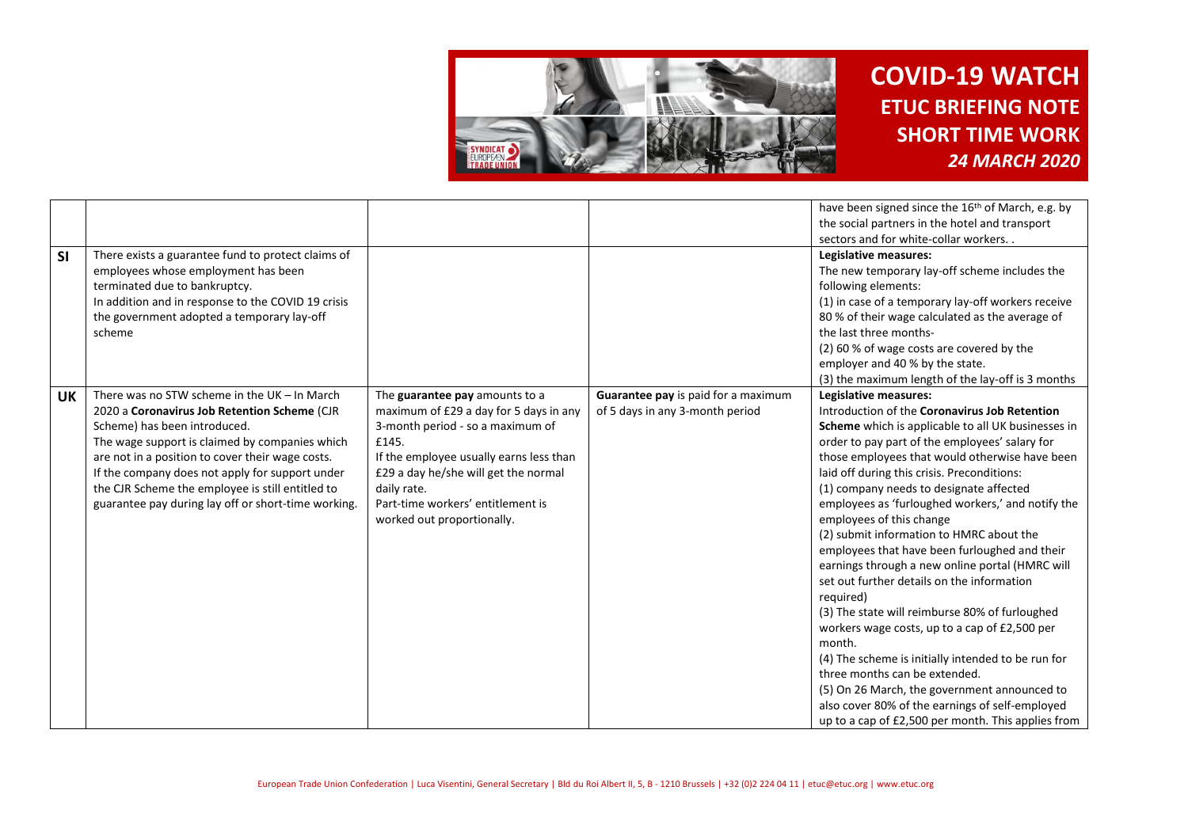| | | | | |
|---|---|---|---|---|
| | | | | have been signed since the 16th of March, e.g. by the social partners in the hotel and transport sectors and for white-collar workers. . |
| **SI** | There exists a guarantee fund to protect claims of employees whose employment has been terminated due to bankruptcy.<br>In addition and in response to the COVID 19 crisis the government adopted a temporary lay-off scheme | | | **Legislative measures:**<br>The new temporary lay-off scheme includes the following elements:<br>(1) in case of a temporary lay-off workers receive 80 % of their wage calculated as the average of the last three months-<br>(2) 60 % of wage costs are covered by the employer and 40 % by the state.<br>(3) the maximum length of the lay-off is 3 months |
| **UK** | There was no STW scheme in the UK – In March 2020 a **Coronavirus Job Retention Scheme** (CJR Scheme) has been introduced.<br>The wage support is claimed by companies which are not in a position to cover their wage costs.<br>If the company does not apply for support under the CJR Scheme the employee is still entitled to guarantee pay during lay off or short-time working. | The **guarantee pay** amounts to a maximum of £29 a day for 5 days in any 3-month period - so a maximum of £145.<br>If the employee usually earns less than £29 a day he/she will get the normal daily rate.<br>Part-time workers' entitlement is worked out proportionally. | **Guarantee pay** is paid for a maximum of 5 days in any 3-month period | **Legislative measures:**<br>Introduction of the **Coronavirus Job Retention Scheme** which is applicable to all UK businesses in order to pay part of the employees' salary for those employees that would otherwise have been laid off during this crisis. Preconditions:<br>(1) company needs to designate affected employees as 'furloughed workers,' and notify the employees of this change<br>(2) submit information to HMRC about the employees that have been furloughed and their earnings through a new online portal (HMRC will set out further details on the information required)<br>(3) The state will reimburse 80% of furloughed workers wage costs, up to a cap of £2,500 per month.<br>(4) The scheme is initially intended to be run for three months can be extended.<br>(5) On 26 March, the government announced to also cover 80% of the earnings of self-employed up to a cap of £2,500 per month. This applies from |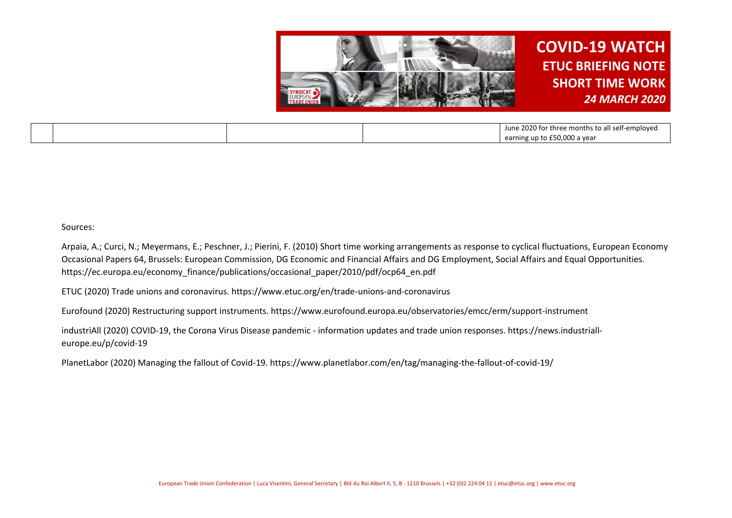| | | | | |
|---|---|---|---|---|
| | | | | June 2020 for three months to all self-employed earning up to £50,000 a year |

Sources:

Arpaia, A.; Curci, N.; Meyermans, E.; Peschner, J.; Pierini, F. (2010) Short time working arrangements as response to cyclical fluctuations, European Economy Occasional Papers 64, Brussels: European Commission, DG Economic and Financial Affairs and DG Employment, Social Affairs and Equal Opportunities. https://ec.europa.eu/economy_finance/publications/occasional_paper/2010/pdf/ocp64_en.pdf

ETUC (2020) Trade unions and coronavirus. https://www.etuc.org/en/trade-unions-and-coronavirus

Eurofound (2020) Restructuring support instruments. https://www.eurofound.europa.eu/observatories/emcc/erm/support-instrument

industriAll (2020) COVID-19, the Corona Virus Disease pandemic - information updates and trade union responses. https://news.industriall-europe.eu/p/covid-19

PlanetLabor (2020) Managing the fallout of Covid-19. https://www.planetlabor.com/en/tag/managing-the-fallout-of-covid-19/